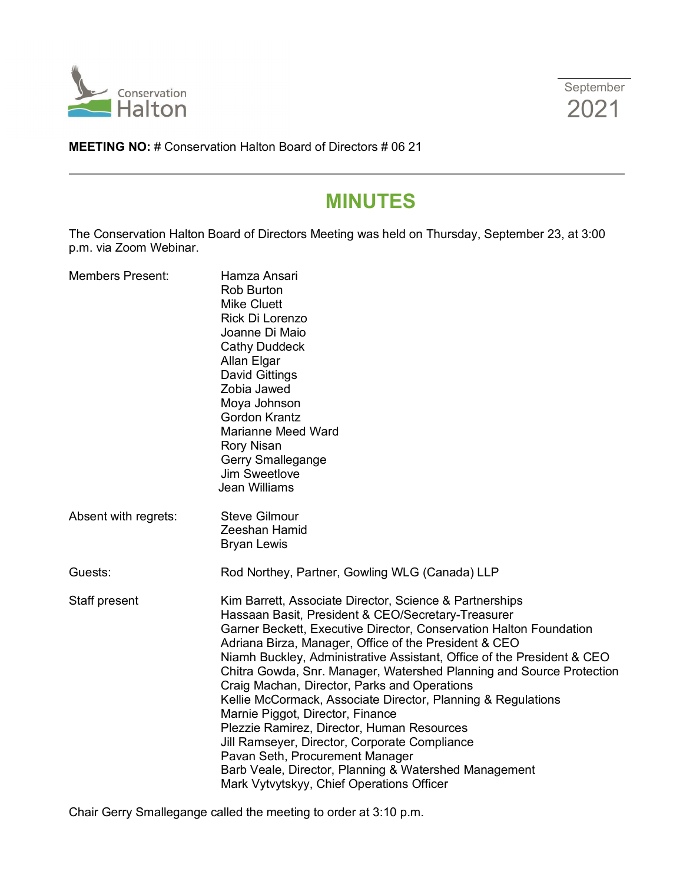September 2021

**MEETING NO:** # Conservation Halton Board of Directors # 06 21

# MINUTES

The Conservation Halton Board of Directors Meeting was held on Thursday, September 23, at 3:00 p.m. via Zoom Webinar.

| | |
|---|---|
| Members Present: | Hamza Ansari<br>Rob Burton<br>Mike Cluett<br>Rick Di Lorenzo<br>Joanne Di Maio<br>Cathy Duddeck<br>Allan Elgar<br>David Gittings<br>Zobia Jawed<br>Moya Johnson<br>Gordon Krantz<br>Marianne Meed Ward<br>Rory Nisan<br>Gerry Smallegange<br>Jim Sweetlove<br>Jean Williams |
| Absent with regrets: | Steve Gilmour<br>Zeeshan Hamid<br>Bryan Lewis |
| Guests: | Rod Northey, Partner, Gowling WLG (Canada) LLP |
| Staff present | Kim Barrett, Associate Director, Science & Partnerships<br>Hassaan Basit, President & CEO/Secretary-Treasurer<br>Garner Beckett, Executive Director, Conservation Halton Foundation<br>Adriana Birza, Manager, Office of the President & CEO<br>Niamh Buckley, Administrative Assistant, Office of the President & CEO<br>Chitra Gowda, Snr. Manager, Watershed Planning and Source Protection<br>Craig Machan, Director, Parks and Operations<br>Kellie McCormack, Associate Director, Planning & Regulations<br>Marnie Piggot, Director, Finance<br>Plezzie Ramirez, Director, Human Resources<br>Jill Ramseyer, Director, Corporate Compliance<br>Pavan Seth, Procurement Manager<br>Barb Veale, Director, Planning & Watershed Management<br>Mark Vytvytskyy, Chief Operations Officer |

Chair Gerry Smallegange called the meeting to order at 3:10 p.m.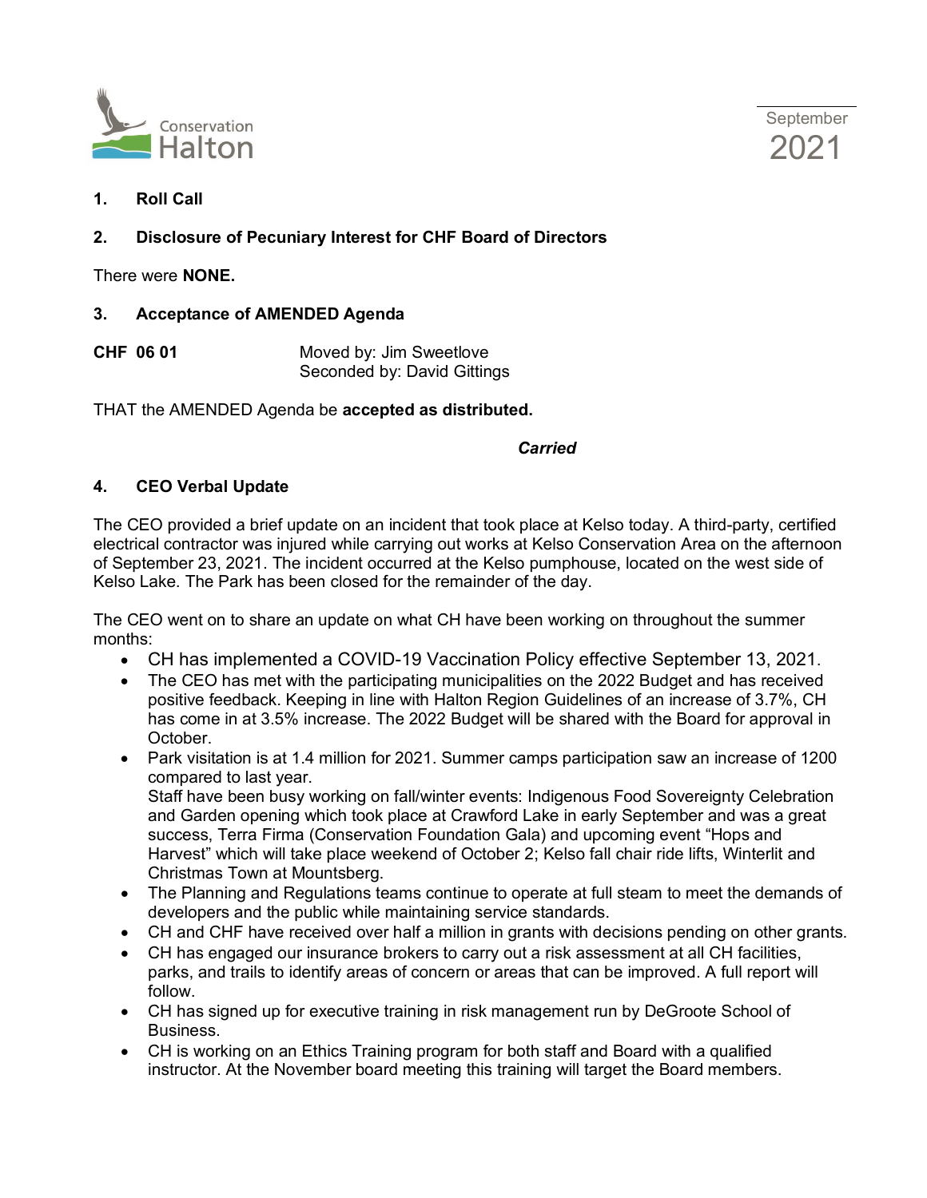1. **Roll Call**

2. **Disclosure of Pecuniary Interest for CHF Board of Directors**

There were **NONE.**

3. **Acceptance of AMENDED Agenda**

**CHF 06 01** Moved by: Jim Sweetlove
Seconded by: David Gittings

THAT the AMENDED Agenda be **accepted as distributed.**

***Carried***

4. **CEO Verbal Update**

The CEO provided a brief update on an incident that took place at Kelso today. A third-party, certified electrical contractor was injured while carrying out works at Kelso Conservation Area on the afternoon of September 23, 2021. The incident occurred at the Kelso pumphouse, located on the west side of Kelso Lake. The Park has been closed for the remainder of the day.

The CEO went on to share an update on what CH have been working on throughout the summer months:

- CH has implemented a COVID-19 Vaccination Policy effective September 13, 2021.
- The CEO has met with the participating municipalities on the 2022 Budget and has received positive feedback. Keeping in line with Halton Region Guidelines of an increase of 3.7%, CH has come in at 3.5% increase. The 2022 Budget will be shared with the Board for approval in October.
- Park visitation is at 1.4 million for 2021. Summer camps participation saw an increase of 1200 compared to last year.
  Staff have been busy working on fall/winter events: Indigenous Food Sovereignty Celebration and Garden opening which took place at Crawford Lake in early September and was a great success, Terra Firma (Conservation Foundation Gala) and upcoming event "Hops and Harvest" which will take place weekend of October 2; Kelso fall chair ride lifts, Winterlit and Christmas Town at Mountsberg.
- The Planning and Regulations teams continue to operate at full steam to meet the demands of developers and the public while maintaining service standards.
- CH and CHF have received over half a million in grants with decisions pending on other grants.
- CH has engaged our insurance brokers to carry out a risk assessment at all CH facilities, parks, and trails to identify areas of concern or areas that can be improved. A full report will follow.
- CH has signed up for executive training in risk management run by DeGroote School of Business.
- CH is working on an Ethics Training program for both staff and Board with a qualified instructor. At the November board meeting this training will target the Board members.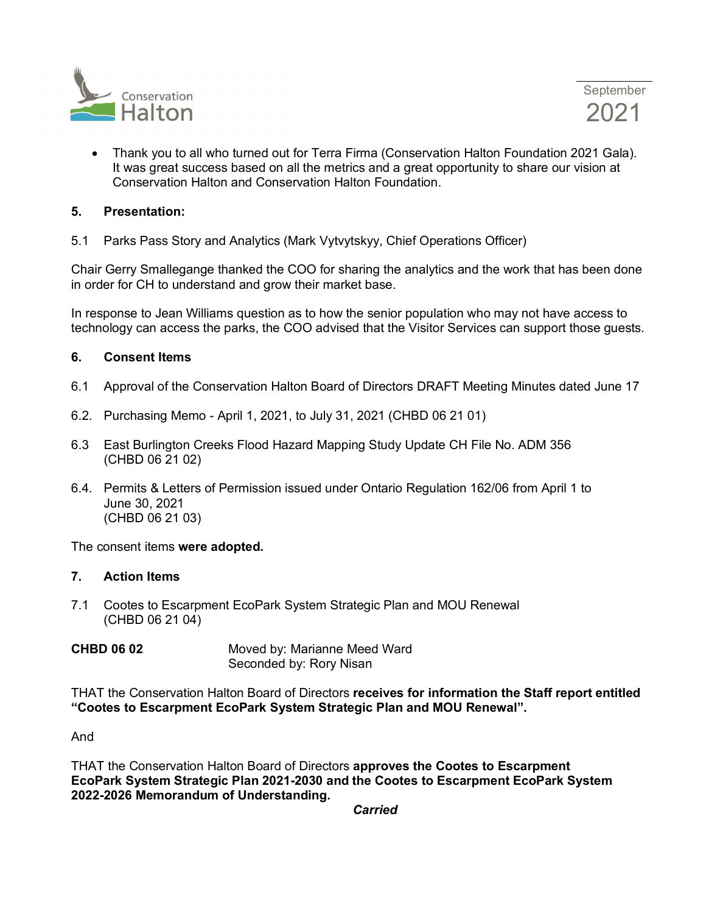- Thank you to all who turned out for Terra Firma (Conservation Halton Foundation 2021 Gala). It was great success based on all the metrics and a great opportunity to share our vision at Conservation Halton and Conservation Halton Foundation.

**5. Presentation:**

5.1 Parks Pass Story and Analytics (Mark Vytvytskyy, Chief Operations Officer)

Chair Gerry Smallegange thanked the COO for sharing the analytics and the work that has been done in order for CH to understand and grow their market base.

In response to Jean Williams question as to how the senior population who may not have access to technology can access the parks, the COO advised that the Visitor Services can support those guests.

**6. Consent Items**

6.1 Approval of the Conservation Halton Board of Directors DRAFT Meeting Minutes dated June 17

6.2. Purchasing Memo - April 1, 2021, to July 31, 2021 (CHBD 06 21 01)

6.3 East Burlington Creeks Flood Hazard Mapping Study Update CH File No. ADM 356 (CHBD 06 21 02)

6.4. Permits & Letters of Permission issued under Ontario Regulation 162/06 from April 1 to June 30, 2021 (CHBD 06 21 03)

The consent items **were adopted.**

**7. Action Items**

7.1 Cootes to Escarpment EcoPark System Strategic Plan and MOU Renewal (CHBD 06 21 04)

**CHBD 06 02** Moved by: Marianne Meed Ward
Seconded by: Rory Nisan

THAT the Conservation Halton Board of Directors **receives for information the Staff report entitled "Cootes to Escarpment EcoPark System Strategic Plan and MOU Renewal".**

And

THAT the Conservation Halton Board of Directors **approves the Cootes to Escarpment EcoPark System Strategic Plan 2021-2030 and the Cootes to Escarpment EcoPark System 2022-2026 Memorandum of Understanding.**

***Carried***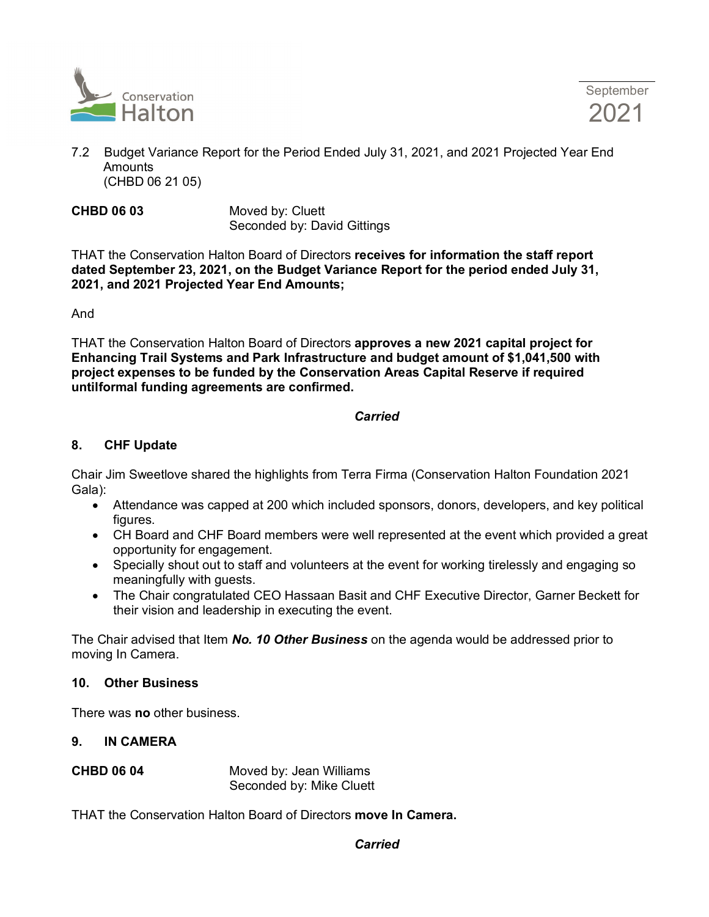7.2 Budget Variance Report for the Period Ended July 31, 2021, and 2021 Projected Year End Amounts
(CHBD 06 21 05)

**CHBD 06 03** Moved by: Cluett
Seconded by: David Gittings

THAT the Conservation Halton Board of Directors **receives for information the staff report dated September 23, 2021, on the Budget Variance Report for the period ended July 31, 2021, and 2021 Projected Year End Amounts;**

And

THAT the Conservation Halton Board of Directors **approves a new 2021 capital project for Enhancing Trail Systems and Park Infrastructure and budget amount of $1,041,500 with project expenses to be funded by the Conservation Areas Capital Reserve if required untilformal funding agreements are confirmed.**

***Carried***

## 8. CHF Update

Chair Jim Sweetlove shared the highlights from Terra Firma (Conservation Halton Foundation 2021 Gala):

- Attendance was capped at 200 which included sponsors, donors, developers, and key political figures.
- CH Board and CHF Board members were well represented at the event which provided a great opportunity for engagement.
- Specially shout out to staff and volunteers at the event for working tirelessly and engaging so meaningfully with guests.
- The Chair congratulated CEO Hassaan Basit and CHF Executive Director, Garner Beckett for their vision and leadership in executing the event.

The Chair advised that Item ***No. 10 Other Business*** on the agenda would be addressed prior to moving In Camera.

## 10. Other Business

There was **no** other business.

## 9. IN CAMERA

**CHBD 06 04** Moved by: Jean Williams
Seconded by: Mike Cluett

THAT the Conservation Halton Board of Directors **move In Camera.**

***Carried***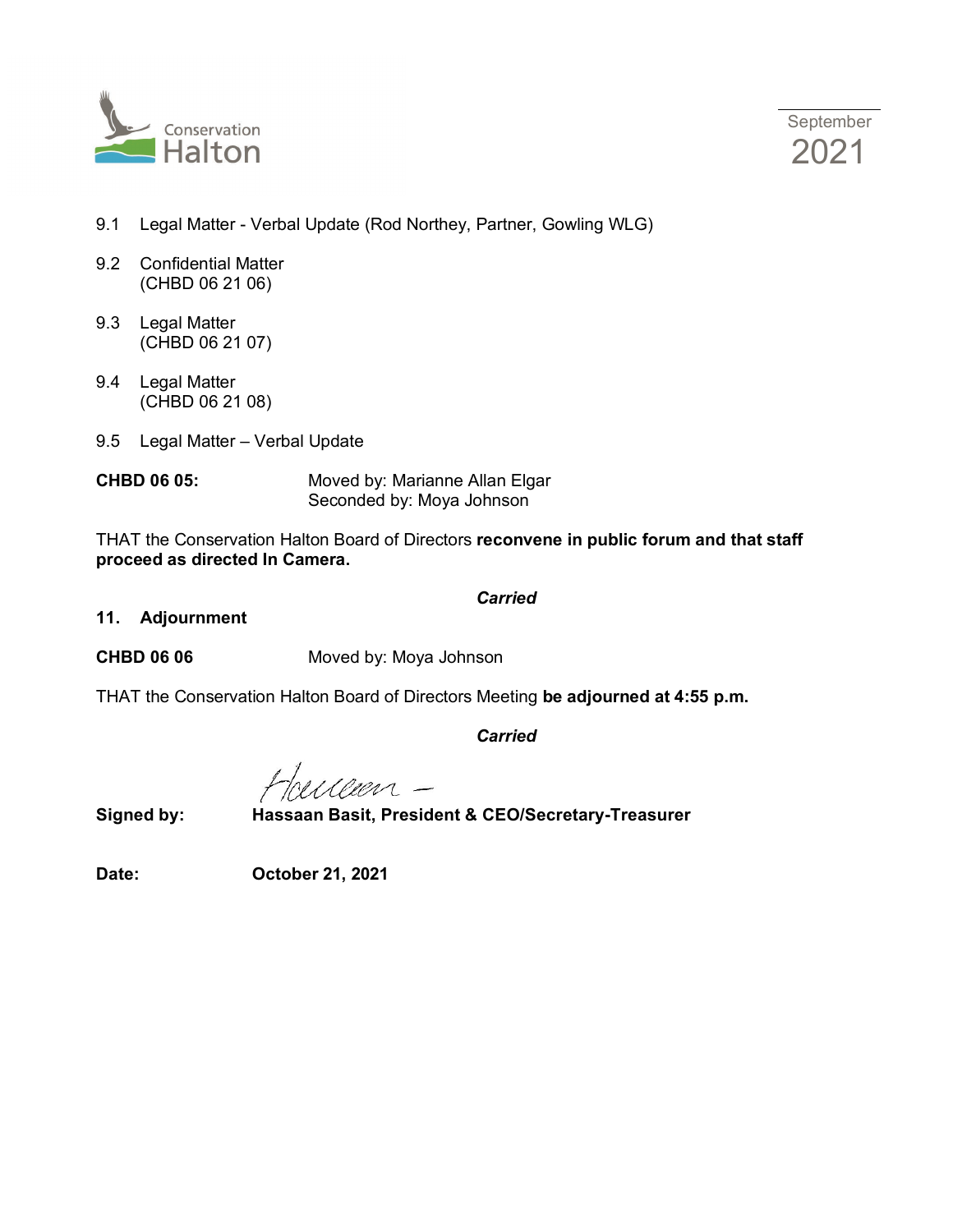9.1 Legal Matter - Verbal Update (Rod Northey, Partner, Gowling WLG)

9.2 Confidential Matter
(CHBD 06 21 06)

9.3 Legal Matter
(CHBD 06 21 07)

9.4 Legal Matter
(CHBD 06 21 08)

9.5 Legal Matter – Verbal Update

**CHBD 06 05:** Moved by: Marianne Allan Elgar
Seconded by: Moya Johnson

THAT the Conservation Halton Board of Directors **reconvene in public forum and that staff proceed as directed In Camera.**

***Carried***

## 11. Adjournment

**CHBD 06 06** Moved by: Moya Johnson

THAT the Conservation Halton Board of Directors Meeting **be adjourned at 4:55 p.m.**

***Carried***

**Signed by:** **Hassaan Basit, President & CEO/Secretary-Treasurer**

**Date:** **October 21, 2021**